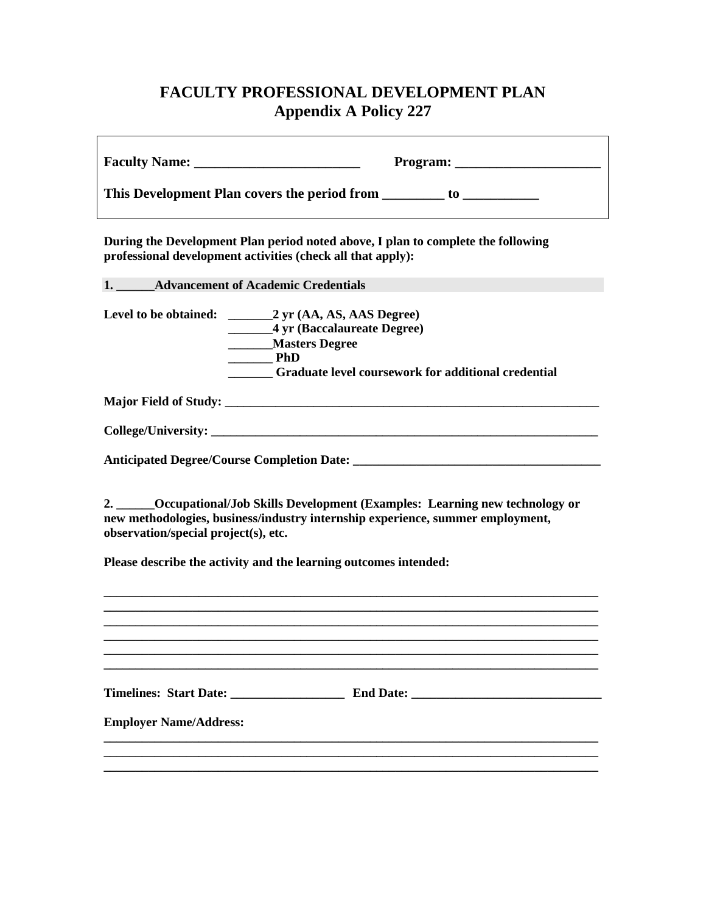# FACULTY PROFESSIONAL DEVELOPMENT PLAN
## Appendix A Policy 227

**Faculty Name: ________________________ Program: ____________________**

**This Development Plan covers the period from _________ to ___________**

**During the Development Plan period noted above, I plan to complete the following professional development activities (check all that apply):**

**1. ______Advancement of Academic Credentials**

**Level to be obtained:**
- **_______2 yr (AA, AS, AAS Degree)**
- **_______4 yr (Baccalaureate Degree)**
- **_______Masters Degree**
- **_______ PhD**
- **_______ Graduate level coursework for additional credential**

**Major Field of Study: ____________________________________________________________**

**College/University: ______________________________________________________________**

**Anticipated Degree/Course Completion Date: ______________________________________**

**2. ______Occupational/Job Skills Development (Examples: Learning new technology or new methodologies, business/industry internship experience, summer employment, observation/special project(s), etc.**

**Please describe the activity and the learning outcomes intended:**

________________________________________________________________________________
________________________________________________________________________________
________________________________________________________________________________
________________________________________________________________________________
________________________________________________________________________________
________________________________________________________________________________

**Timelines: Start Date: __________________ End Date: ______________________________**

**Employer Name/Address:**

________________________________________________________________________________
________________________________________________________________________________
________________________________________________________________________________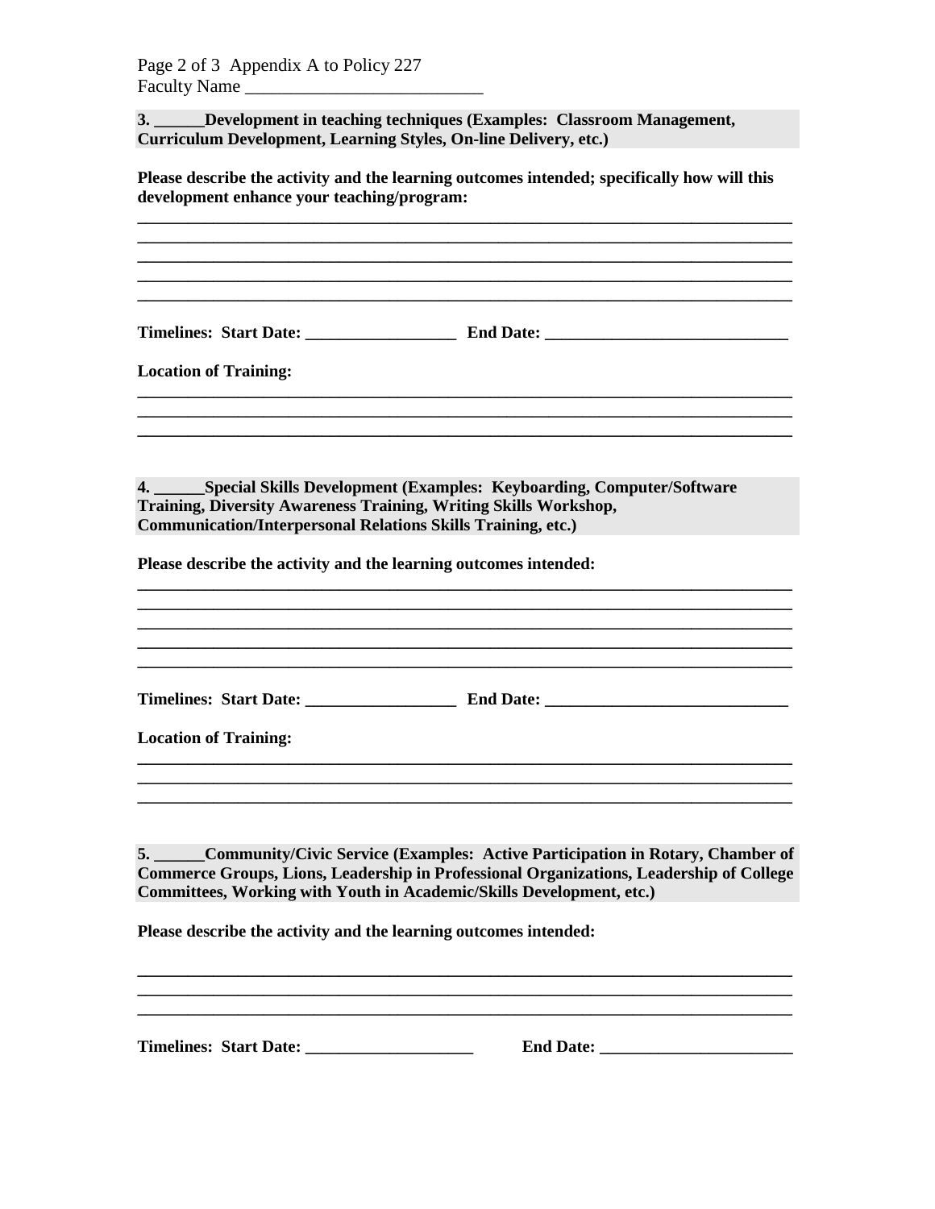Faculty Name ___________________________

**3. ______Development in teaching techniques (Examples: Classroom Management, Curriculum Development, Learning Styles, On-line Delivery, etc.)**

**Please describe the activity and the learning outcomes intended; specifically how will this development enhance your teaching/program:**

________________________________________________________________________________
________________________________________________________________________________
________________________________________________________________________________
________________________________________________________________________________
________________________________________________________________________________

**Timelines: Start Date: __________________ End Date: _____________________________**

**Location of Training:**

________________________________________________________________________________
________________________________________________________________________________
________________________________________________________________________________

**4. ______Special Skills Development (Examples: Keyboarding, Computer/Software Training, Diversity Awareness Training, Writing Skills Workshop, Communication/Interpersonal Relations Skills Training, etc.)**

**Please describe the activity and the learning outcomes intended:**

________________________________________________________________________________
________________________________________________________________________________
________________________________________________________________________________
________________________________________________________________________________
________________________________________________________________________________

**Timelines: Start Date: __________________ End Date: _____________________________**

**Location of Training:**

________________________________________________________________________________
________________________________________________________________________________
________________________________________________________________________________

**5. ______Community/Civic Service (Examples: Active Participation in Rotary, Chamber of Commerce Groups, Lions, Leadership in Professional Organizations, Leadership of College Committees, Working with Youth in Academic/Skills Development, etc.)**

**Please describe the activity and the learning outcomes intended:**

________________________________________________________________________________
________________________________________________________________________________
________________________________________________________________________________

**Timelines: Start Date: ____________________ End Date: _______________________**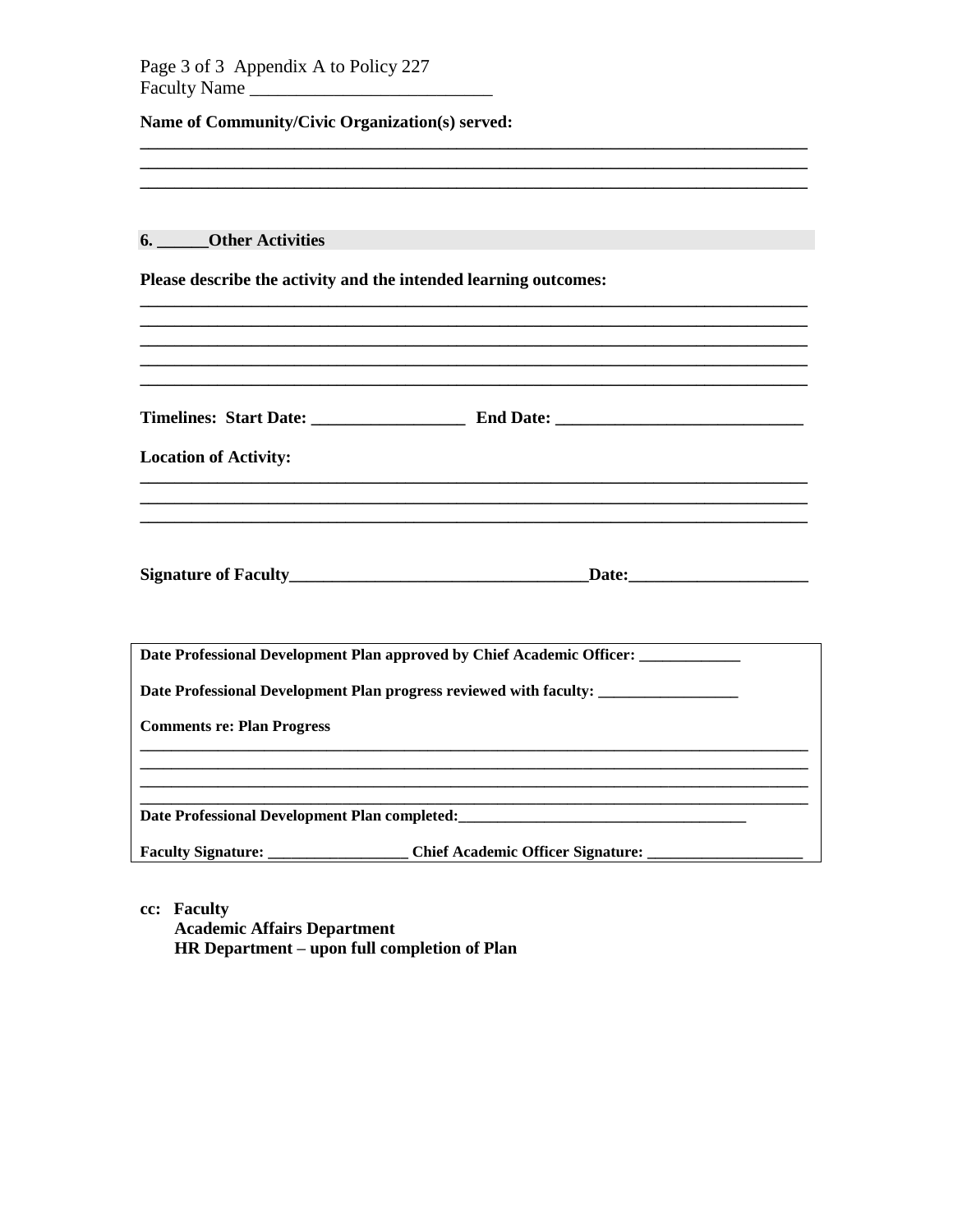Faculty Name ___________________________

**Name of Community/Civic Organization(s) served:**

______________________________________________________________________________
______________________________________________________________________________
______________________________________________________________________________

## 6. ______Other Activities

**Please describe the activity and the intended learning outcomes:**

______________________________________________________________________________
______________________________________________________________________________
______________________________________________________________________________
______________________________________________________________________________
______________________________________________________________________________

**Timelines: Start Date: __________________ End Date: _____________________________**

**Location of Activity:**

______________________________________________________________________________
______________________________________________________________________________
______________________________________________________________________________

**Signature of Faculty___________________________________Date:_____________________**

**Date Professional Development Plan approved by Chief Academic Officer: _____________**

**Date Professional Development Plan progress reviewed with faculty: _________________**

**Comments re: Plan Progress**

______________________________________________________________________________
______________________________________________________________________________
______________________________________________________________________________
______________________________________________________________________________

**Date Professional Development Plan completed:____________________________________**

**Faculty Signature: _________________ Chief Academic Officer Signature: ___________________**

**cc: Faculty**
**Academic Affairs Department**
**HR Department – upon full completion of Plan**